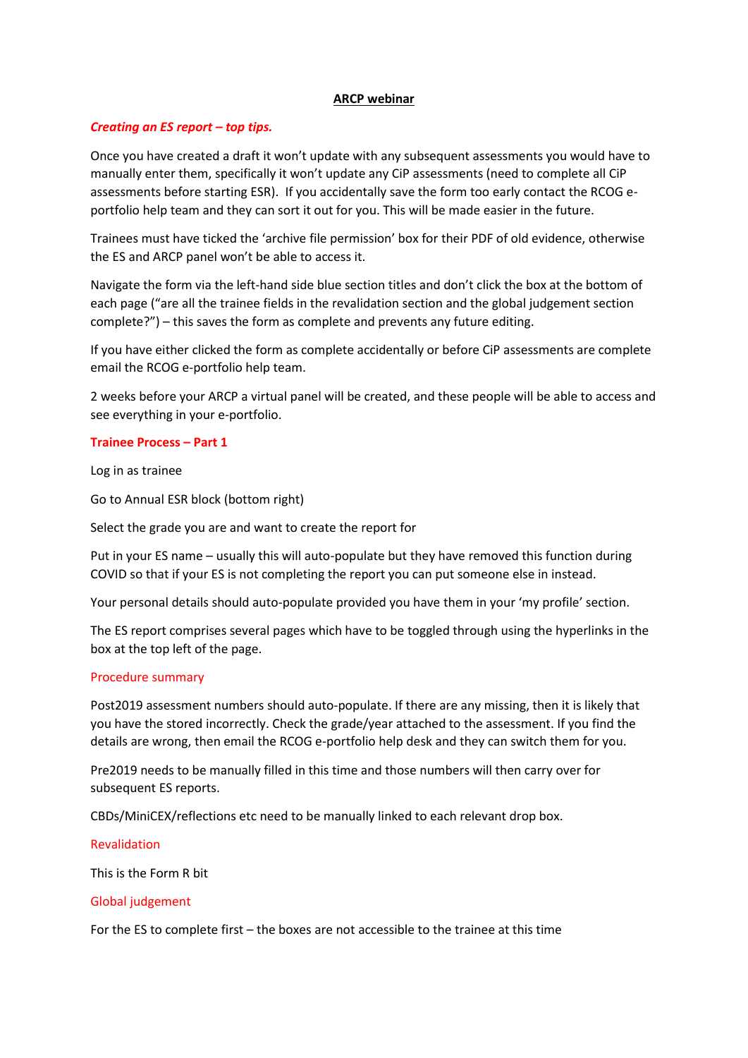# ARCP webinar

***Creating an ES report – top tips.***

Once you have created a draft it won't update with any subsequent assessments you would have to manually enter them, specifically it won't update any CiP assessments (need to complete all CiP assessments before starting ESR). If you accidentally save the form too early contact the RCOG e-portfolio help team and they can sort it out for you. This will be made easier in the future.

Trainees must have ticked the 'archive file permission' box for their PDF of old evidence, otherwise the ES and ARCP panel won't be able to access it.

Navigate the form via the left-hand side blue section titles and don't click the box at the bottom of each page ("are all the trainee fields in the revalidation section and the global judgement section complete?") – this saves the form as complete and prevents any future editing.

If you have either clicked the form as complete accidentally or before CiP assessments are complete email the RCOG e-portfolio help team.

2 weeks before your ARCP a virtual panel will be created, and these people will be able to access and see everything in your e-portfolio.

## Trainee Process – Part 1

Log in as trainee

Go to Annual ESR block (bottom right)

Select the grade you are and want to create the report for

Put in your ES name – usually this will auto-populate but they have removed this function during COVID so that if your ES is not completing the report you can put someone else in instead.

Your personal details should auto-populate provided you have them in your 'my profile' section.

The ES report comprises several pages which have to be toggled through using the hyperlinks in the box at the top left of the page.

### Procedure summary

Post2019 assessment numbers should auto-populate. If there are any missing, then it is likely that you have the stored incorrectly. Check the grade/year attached to the assessment. If you find the details are wrong, then email the RCOG e-portfolio help desk and they can switch them for you.

Pre2019 needs to be manually filled in this time and those numbers will then carry over for subsequent ES reports.

CBDs/MiniCEX/reflections etc need to be manually linked to each relevant drop box.

### Revalidation

This is the Form R bit

### Global judgement

For the ES to complete first – the boxes are not accessible to the trainee at this time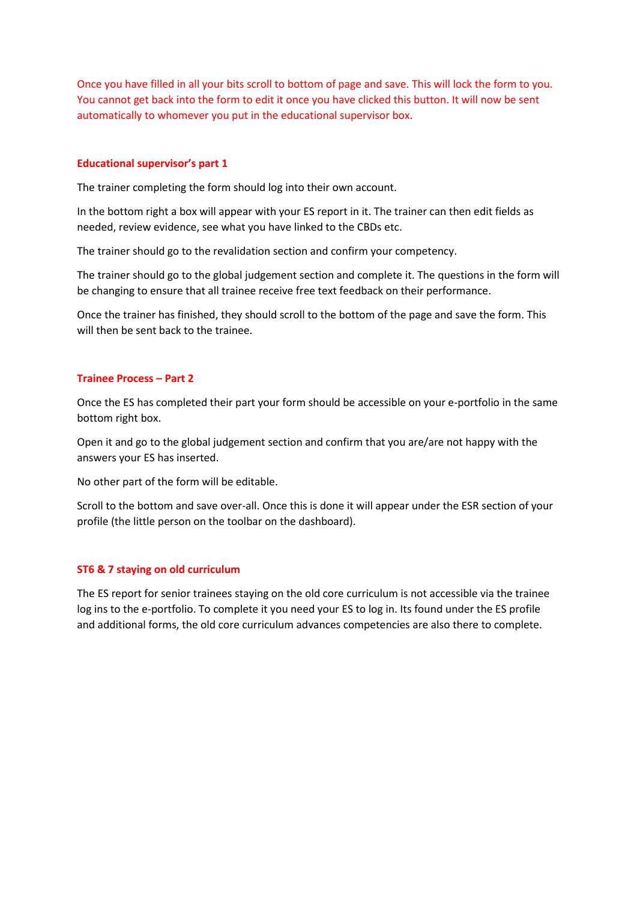Once you have filled in all your bits scroll to bottom of page and save. This will lock the form to you. You cannot get back into the form to edit it once you have clicked this button. It will now be sent automatically to whomever you put in the educational supervisor box.

**Educational supervisor's part 1**

The trainer completing the form should log into their own account.

In the bottom right a box will appear with your ES report in it. The trainer can then edit fields as needed, review evidence, see what you have linked to the CBDs etc.

The trainer should go to the revalidation section and confirm your competency.

The trainer should go to the global judgement section and complete it. The questions in the form will be changing to ensure that all trainee receive free text feedback on their performance.

Once the trainer has finished, they should scroll to the bottom of the page and save the form. This will then be sent back to the trainee.

**Trainee Process – Part 2**

Once the ES has completed their part your form should be accessible on your e-portfolio in the same bottom right box.

Open it and go to the global judgement section and confirm that you are/are not happy with the answers your ES has inserted.

No other part of the form will be editable.

Scroll to the bottom and save over-all. Once this is done it will appear under the ESR section of your profile (the little person on the toolbar on the dashboard).

**ST6 & 7 staying on old curriculum**

The ES report for senior trainees staying on the old core curriculum is not accessible via the trainee log ins to the e-portfolio. To complete it you need your ES to log in. Its found under the ES profile and additional forms, the old core curriculum advances competencies are also there to complete.